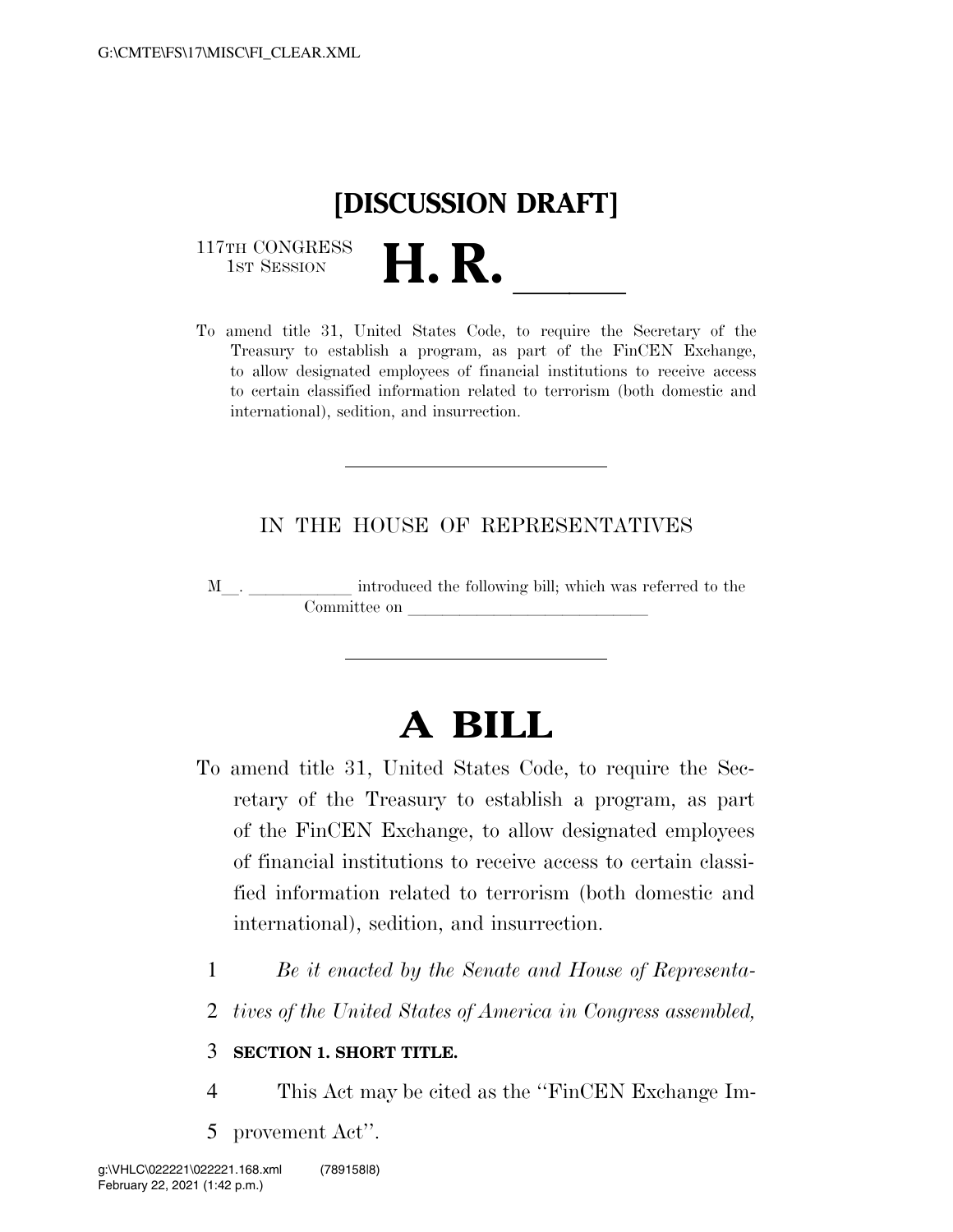# [DISCUSSION DRAFT]

117TH CONGRESS
1ST SESSION

# H. R. \_\_\_\_\_

To amend title 31, United States Code, to require the Secretary of the Treasury to establish a program, as part of the FinCEN Exchange, to allow designated employees of financial institutions to receive access to certain classified information related to terrorism (both domestic and international), sedition, and insurrection.

---

IN THE HOUSE OF REPRESENTATIVES

M\_\_. \_\_\_\_\_\_\_\_\_\_\_\_ introduced the following bill; which was referred to the Committee on \_\_\_\_\_\_\_\_\_\_\_\_\_\_\_\_\_\_\_\_\_\_\_\_\_\_\_\_

---

# A BILL

To amend title 31, United States Code, to require the Secretary of the Treasury to establish a program, as part of the FinCEN Exchange, to allow designated employees of financial institutions to receive access to certain classified information related to terrorism (both domestic and international), sedition, and insurrection.

1 *Be it enacted by the Senate and House of Representa-*
2 *tives of the United States of America in Congress assembled,*

3 **SECTION 1. SHORT TITLE.**

4 This Act may be cited as the ''FinCEN Exchange Im-
5 provement Act''.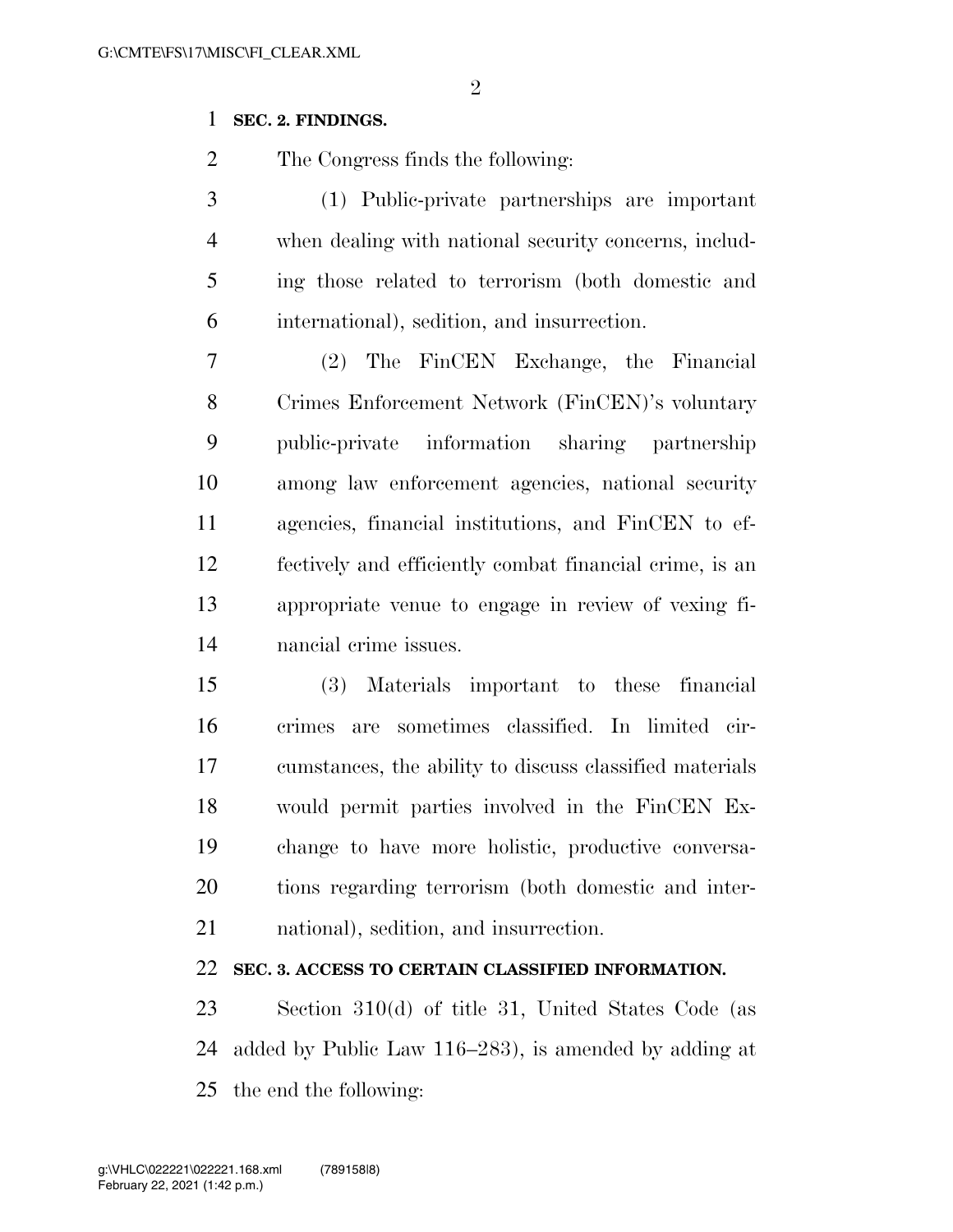**SEC. 2. FINDINGS.**

The Congress finds the following:

(1) Public-private partnerships are important when dealing with national security concerns, including those related to terrorism (both domestic and international), sedition, and insurrection.

(2) The FinCEN Exchange, the Financial Crimes Enforcement Network (FinCEN)'s voluntary public-private information sharing partnership among law enforcement agencies, national security agencies, financial institutions, and FinCEN to effectively and efficiently combat financial crime, is an appropriate venue to engage in review of vexing financial crime issues.

(3) Materials important to these financial crimes are sometimes classified. In limited circumstances, the ability to discuss classified materials would permit parties involved in the FinCEN Exchange to have more holistic, productive conversations regarding terrorism (both domestic and international), sedition, and insurrection.

**SEC. 3. ACCESS TO CERTAIN CLASSIFIED INFORMATION.**

Section 310(d) of title 31, United States Code (as added by Public Law 116–283), is amended by adding at the end the following: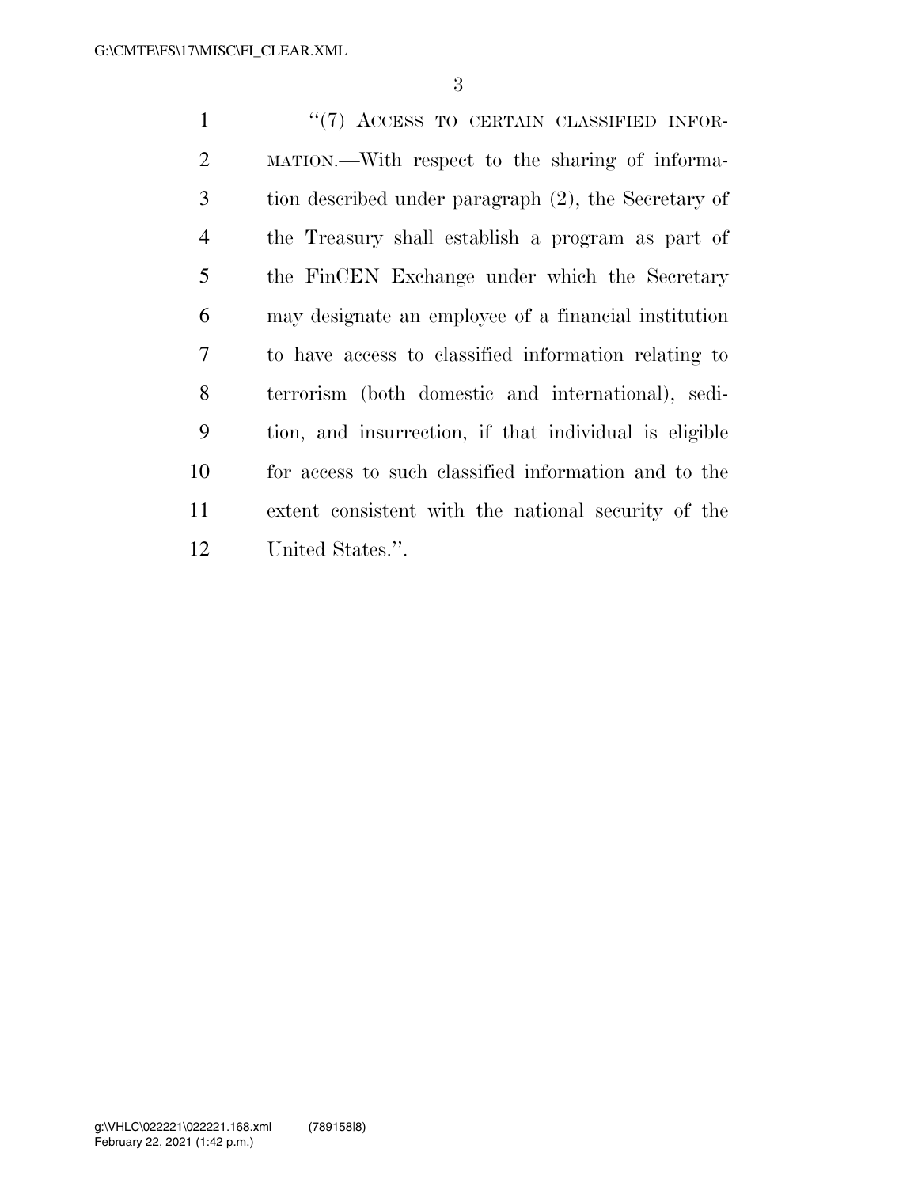"(7) ACCESS TO CERTAIN CLASSIFIED INFORMATION.—With respect to the sharing of information described under paragraph (2), the Secretary of the Treasury shall establish a program as part of the FinCEN Exchange under which the Secretary may designate an employee of a financial institution to have access to classified information relating to terrorism (both domestic and international), sedition, and insurrection, if that individual is eligible for access to such classified information and to the extent consistent with the national security of the United States.".